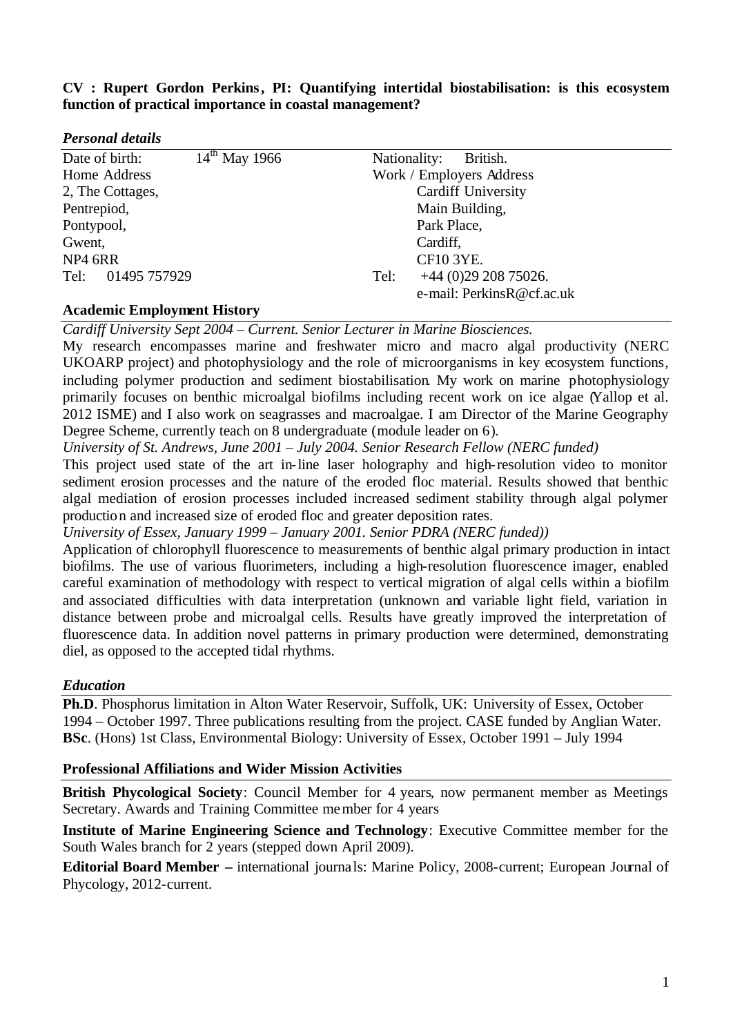**CV : Rupert Gordon Perkins, PI: Quantifying intertidal biostabilisation: is this ecosystem function of practical importance in coastal management?**

### *Personal details*

| | | | |
|---|---|---|---|
| Date of birth: | 14th May 1966 | Nationality: | British. |
| Home Address | | Work / Employers Address | |
| 2, The Cottages, | | | Cardiff University |
| Pentrepiod, | | | Main Building, |
| Pontypool, | | | Park Place, |
| Gwent, | | | Cardiff, |
| NP4 6RR | | | CF10 3YE. |
| Tel: 01495 757929 | | Tel: | +44 (0)29 208 75026. |
| | | | e-mail: PerkinsR@cf.ac.uk |

### Academic Employment History

*Cardiff University Sept 2004 – Current. Senior Lecturer in Marine Biosciences.*

My research encompasses marine and freshwater micro and macro algal productivity (NERC UKOARP project) and photophysiology and the role of microorganisms in key ecosystem functions, including polymer production and sediment biostabilisation. My work on marine photophysiology primarily focuses on benthic microalgal biofilms including recent work on ice algae (Yallop et al. 2012 ISME) and I also work on seagrasses and macroalgae. I am Director of the Marine Geography Degree Scheme, currently teach on 8 undergraduate (module leader on 6).

*University of St. Andrews, June 2001 – July 2004. Senior Research Fellow (NERC funded)*

This project used state of the art in-line laser holography and high-resolution video to monitor sediment erosion processes and the nature of the eroded floc material. Results showed that benthic algal mediation of erosion processes included increased sediment stability through algal polymer production and increased size of eroded floc and greater deposition rates.

*University of Essex, January 1999 – January 2001. Senior PDRA (NERC funded))*

Application of chlorophyll fluorescence to measurements of benthic algal primary production in intact biofilms. The use of various fluorimeters, including a high-resolution fluorescence imager, enabled careful examination of methodology with respect to vertical migration of algal cells within a biofilm and associated difficulties with data interpretation (unknown and variable light field, variation in distance between probe and microalgal cells. Results have greatly improved the interpretation of fluorescence data. In addition novel patterns in primary production were determined, demonstrating diel, as opposed to the accepted tidal rhythms.

### *Education*

**Ph.D**. Phosphorus limitation in Alton Water Reservoir, Suffolk, UK: University of Essex, October 1994 – October 1997. Three publications resulting from the project. CASE funded by Anglian Water.
**BSc**. (Hons) 1st Class, Environmental Biology: University of Essex, October 1991 – July 1994

### Professional Affiliations and Wider Mission Activities

**British Phycological Society**: Council Member for 4 years, now permanent member as Meetings Secretary. Awards and Training Committee member for 4 years

**Institute of Marine Engineering Science and Technology**: Executive Committee member for the South Wales branch for 2 years (stepped down April 2009).

**Editorial Board Member –** international journals: Marine Policy, 2008-current; European Journal of Phycology, 2012-current.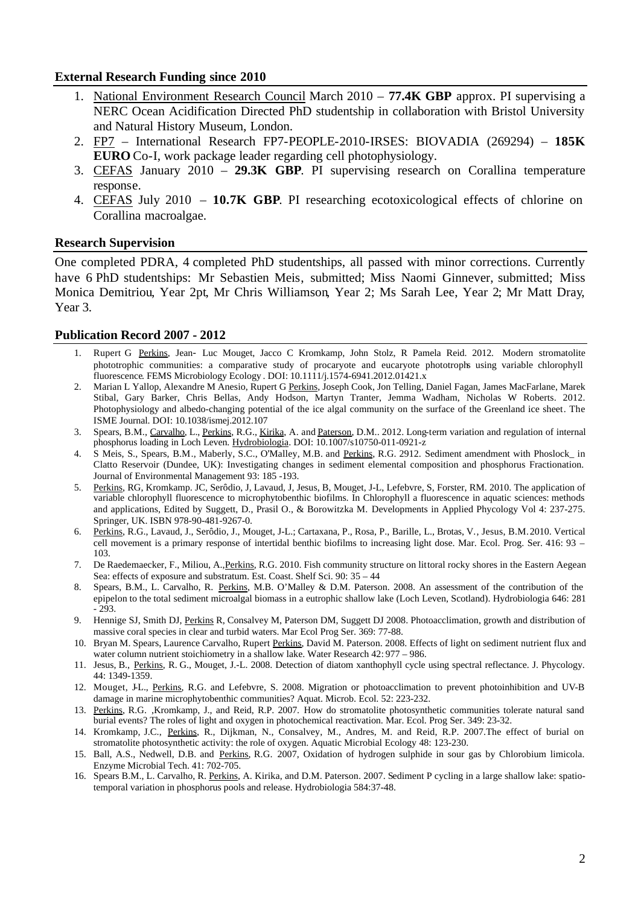## External Research Funding since 2010

1. National Environment Research Council March 2010 – **77.4K GBP** approx. PI supervising a NERC Ocean Acidification Directed PhD studentship in collaboration with Bristol University and Natural History Museum, London.
2. FP7 – International Research FP7-PEOPLE-2010-IRSES: BIOVADIA (269294) – **185K EURO** Co-I, work package leader regarding cell photophysiology.
3. CEFAS January 2010 – **29.3K GBP**. PI supervising research on Corallina temperature response.
4. CEFAS July 2010 – **10.7K GBP**. PI researching ecotoxicological effects of chlorine on Corallina macroalgae.

## Research Supervision

One completed PDRA, 4 completed PhD studentships, all passed with minor corrections. Currently have 6 PhD studentships: Mr Sebastien Meis, submitted; Miss Naomi Ginnever, submitted; Miss Monica Demitriou, Year 2pt, Mr Chris Williamson, Year 2; Ms Sarah Lee, Year 2; Mr Matt Dray, Year 3.

## Publication Record 2007 - 2012

1. Rupert G Perkins, Jean- Luc Mouget, Jacco C Kromkamp, John Stolz, R Pamela Reid. 2012. Modern stromatolite phototrophic communities: a comparative study of procaryote and eucaryote phototrophs using variable chlorophyll fluorescence. FEMS Microbiology Ecology. DOI: 10.1111/j.1574-6941.2012.01421.x
2. Marian L Yallop, Alexandre M Anesio, Rupert G Perkins, Joseph Cook, Jon Telling, Daniel Fagan, James MacFarlane, Marek Stibal, Gary Barker, Chris Bellas, Andy Hodson, Martyn Tranter, Jemma Wadham, Nicholas W Roberts. 2012. Photophysiology and albedo-changing potential of the ice algal community on the surface of the Greenland ice sheet. The ISME Journal. DOI: 10.1038/ismej.2012.107
3. Spears, B.M., Carvalho, L., Perkins, R.G., Kirika, A. and Paterson, D.M.. 2012. Long-term variation and regulation of internal phosphorus loading in Loch Leven. Hydrobiologia. DOI: 10.1007/s10750-011-0921-z
4. S Meis, S., Spears, B.M., Maberly, S.C., O'Malley, M.B. and Perkins, R.G. 2912. Sediment amendment with Phoslock_ in Clatto Reservoir (Dundee, UK): Investigating changes in sediment elemental composition and phosphorus Fractionation. Journal of Environmental Management 93: 185 -193.
5. Perkins, RG, Kromkamp. JC, Serôdio, J, Lavaud, J, Jesus, B, Mouget, J-L, Lefebvre, S, Forster, RM. 2010. The application of variable chlorophyll fluorescence to microphytobenthic biofilms. In Chlorophyll a fluorescence in aquatic sciences: methods and applications, Edited by Suggett, D., Prasil O., & Borowitzka M. Developments in Applied Phycology Vol 4: 237-275. Springer, UK. ISBN 978-90-481-9267-0.
6. Perkins, R.G., Lavaud, J., Serôdio, J., Mouget, J-L.; Cartaxana, P., Rosa, P., Barille, L., Brotas, V., Jesus, B.M. 2010. Vertical cell movement is a primary response of intertidal benthic biofilms to increasing light dose. Mar. Ecol. Prog. Ser. 416: 93 – 103.
7. De Raedemaecker, F., Miliou, A.,Perkins, R.G. 2010. Fish community structure on littoral rocky shores in the Eastern Aegean Sea: effects of exposure and substratum. Est. Coast. Shelf Sci. 90: 35 – 44
8. Spears, B.M., L. Carvalho, R. Perkins, M.B. O'Malley & D.M. Paterson. 2008. An assessment of the contribution of the epipelon to the total sediment microalgal biomass in a eutrophic shallow lake (Loch Leven, Scotland). Hydrobiologia 646: 281 - 293.
9. Hennige SJ, Smith DJ, Perkins R, Consalvey M, Paterson DM, Suggett DJ 2008. Photoacclimation, growth and distribution of massive coral species in clear and turbid waters. Mar Ecol Prog Ser. 369: 77-88.
10. Bryan M. Spears, Laurence Carvalho, Rupert Perkins, David M. Paterson. 2008. Effects of light on sediment nutrient flux and water column nutrient stoichiometry in a shallow lake. Water Research 42: 977 – 986.
11. Jesus, B., Perkins, R. G., Mouget, J.-L. 2008. Detection of diatom xanthophyll cycle using spectral reflectance. J. Phycology. 44: 1349-1359.
12. Mouget, J-L., Perkins, R.G. and Lefebvre, S. 2008. Migration or photoacclimation to prevent photoinhibition and UV-B damage in marine microphytobenthic communities? Aquat. Microb. Ecol. 52: 223-232.
13. Perkins, R.G. ,Kromkamp, J., and Reid, R.P. 2007. How do stromatolite photosynthetic communities tolerate natural sand burial events? The roles of light and oxygen in photochemical reactivation. Mar. Ecol. Prog Ser. 349: 23-32.
14. Kromkamp, J.C., Perkins, R., Dijkman, N., Consalvey, M., Andres, M. and Reid, R.P. 2007.The effect of burial on stromatolite photosynthetic activity: the role of oxygen. Aquatic Microbial Ecology 48: 123-230.
15. Ball, A.S., Nedwell, D.B. and Perkins, R.G. 2007, Oxidation of hydrogen sulphide in sour gas by Chlorobium limicola. Enzyme Microbial Tech. 41: 702-705.
16. Spears B.M., L. Carvalho, R. Perkins, A. Kirika, and D.M. Paterson. 2007. Sediment P cycling in a large shallow lake: spatio-temporal variation in phosphorus pools and release. Hydrobiologia 584:37-48.